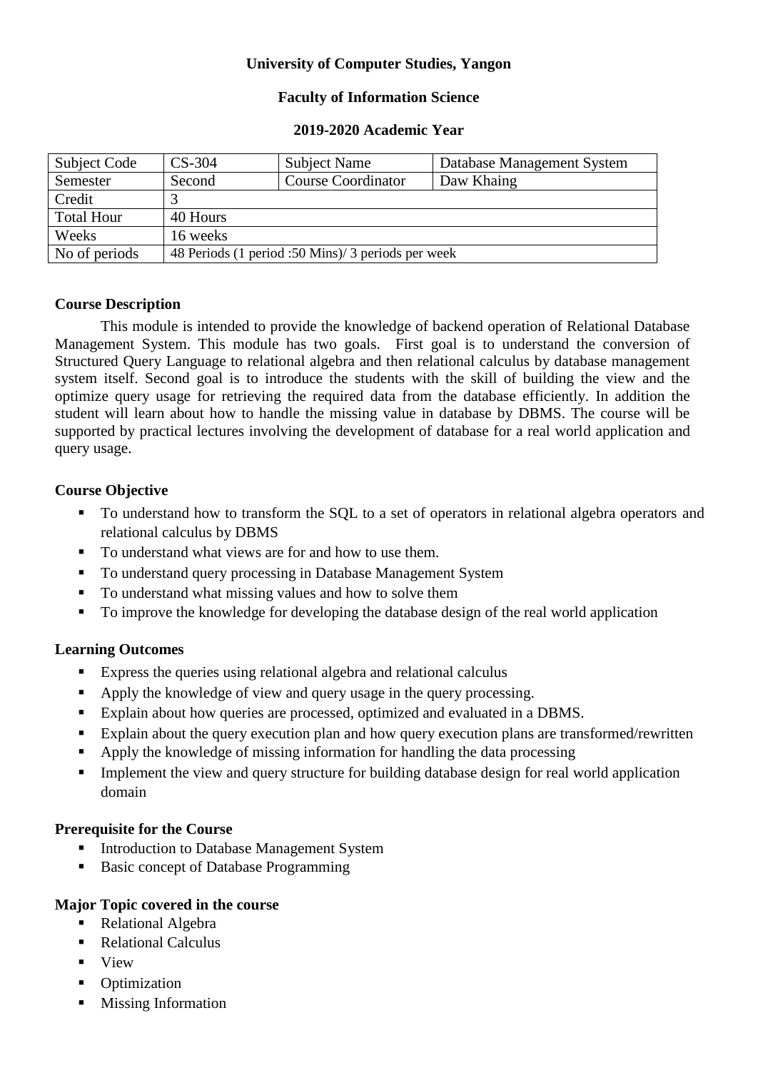**University of Computer Studies, Yangon**

**Faculty of Information Science**

**2019-2020 Academic Year**

| Subject Code | CS-304 | Subject Name | Database Management System |
|---|---|---|---|
| Semester | Second | Course Coordinator | Daw Khaing |
| Credit | 3 | | |
| Total Hour | 40 Hours | | |
| Weeks | 16 weeks | | |
| No of periods | 48 Periods (1 period :50 Mins)/ 3 periods per week | | |

**Course Description**

This module is intended to provide the knowledge of backend operation of Relational Database Management System. This module has two goals. First goal is to understand the conversion of Structured Query Language to relational algebra and then relational calculus by database management system itself. Second goal is to introduce the students with the skill of building the view and the optimize query usage for retrieving the required data from the database efficiently. In addition the student will learn about how to handle the missing value in database by DBMS. The course will be supported by practical lectures involving the development of database for a real world application and query usage.

**Course Objective**

- To understand how to transform the SQL to a set of operators in relational algebra operators and relational calculus by DBMS
- To understand what views are for and how to use them.
- To understand query processing in Database Management System
- To understand what missing values and how to solve them
- To improve the knowledge for developing the database design of the real world application

**Learning Outcomes**

- Express the queries using relational algebra and relational calculus
- Apply the knowledge of view and query usage in the query processing.
- Explain about how queries are processed, optimized and evaluated in a DBMS.
- Explain about the query execution plan and how query execution plans are transformed/rewritten
- Apply the knowledge of missing information for handling the data processing
- Implement the view and query structure for building database design for real world application domain

**Prerequisite for the Course**

- Introduction to Database Management System
- Basic concept of Database Programming

**Major Topic covered in the course**

- Relational Algebra
- Relational Calculus
- View
- Optimization
- Missing Information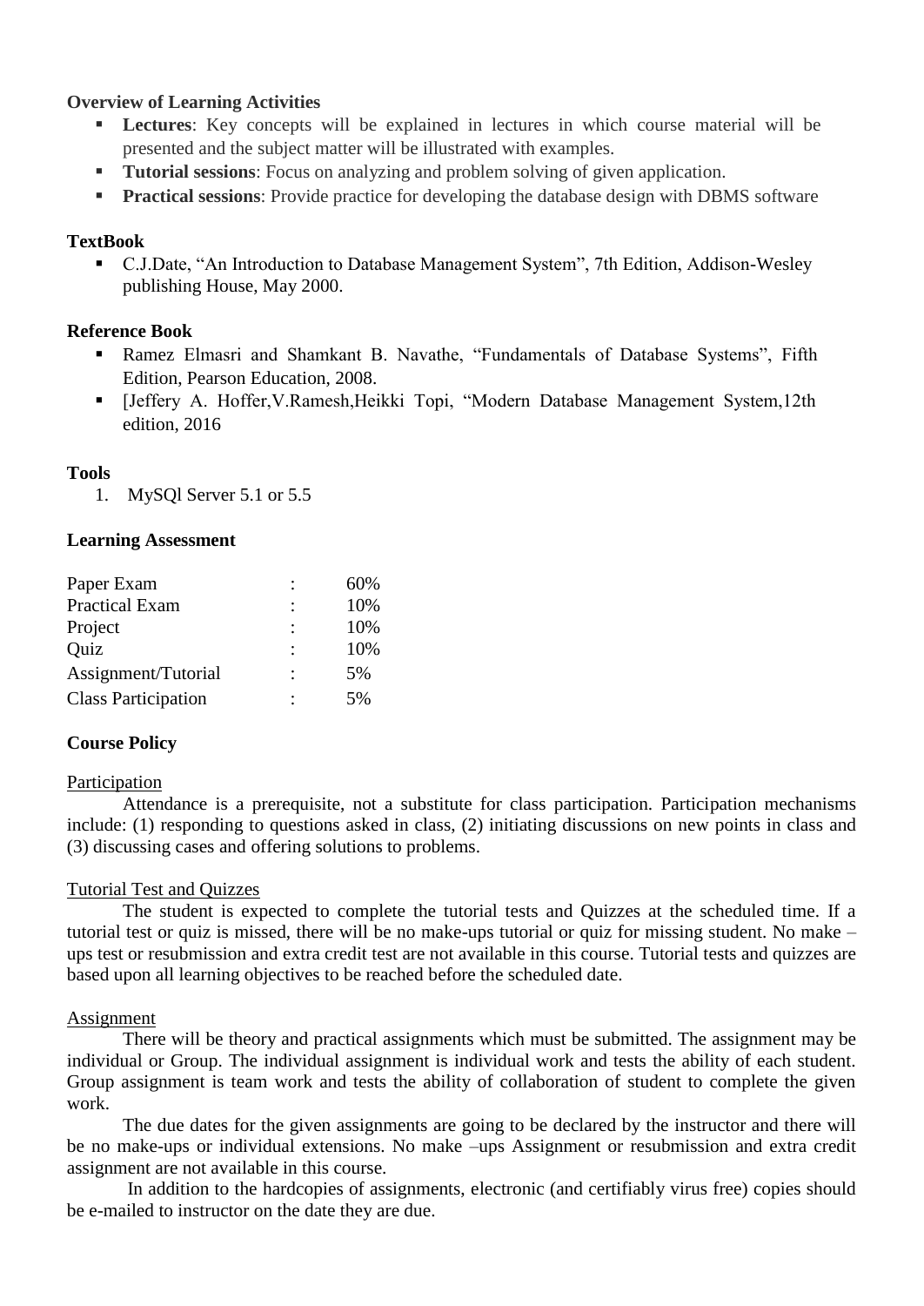**Overview of Learning Activities**

- **Lectures**: Key concepts will be explained in lectures in which course material will be presented and the subject matter will be illustrated with examples.
- **Tutorial sessions**: Focus on analyzing and problem solving of given application.
- **Practical sessions**: Provide practice for developing the database design with DBMS software

**TextBook**

- C.J.Date, "An Introduction to Database Management System", 7th Edition, Addison-Wesley publishing House, May 2000.

**Reference Book**

- Ramez Elmasri and Shamkant B. Navathe, "Fundamentals of Database Systems", Fifth Edition, Pearson Education, 2008.
- [Jeffery A. Hoffer,V.Ramesh,Heikki Topi, "Modern Database Management System,12th edition, 2016

**Tools**

1. MySQl Server 5.1 or 5.5

**Learning Assessment**

| | | |
|---|---|---|
| Paper Exam | : | 60% |
| Practical Exam | : | 10% |
| Project | : | 10% |
| Quiz | : | 10% |
| Assignment/Tutorial | : | 5% |
| Class Participation | : | 5% |

**Course Policy**

Participation

Attendance is a prerequisite, not a substitute for class participation. Participation mechanisms include: (1) responding to questions asked in class, (2) initiating discussions on new points in class and (3) discussing cases and offering solutions to problems.

Tutorial Test and Quizzes

The student is expected to complete the tutorial tests and Quizzes at the scheduled time. If a tutorial test or quiz is missed, there will be no make-ups tutorial or quiz for missing student. No make – ups test or resubmission and extra credit test are not available in this course. Tutorial tests and quizzes are based upon all learning objectives to be reached before the scheduled date.

Assignment

There will be theory and practical assignments which must be submitted. The assignment may be individual or Group. The individual assignment is individual work and tests the ability of each student. Group assignment is team work and tests the ability of collaboration of student to complete the given work.

The due dates for the given assignments are going to be declared by the instructor and there will be no make-ups or individual extensions. No make –ups Assignment or resubmission and extra credit assignment are not available in this course.

In addition to the hardcopies of assignments, electronic (and certifiably virus free) copies should be e-mailed to instructor on the date they are due.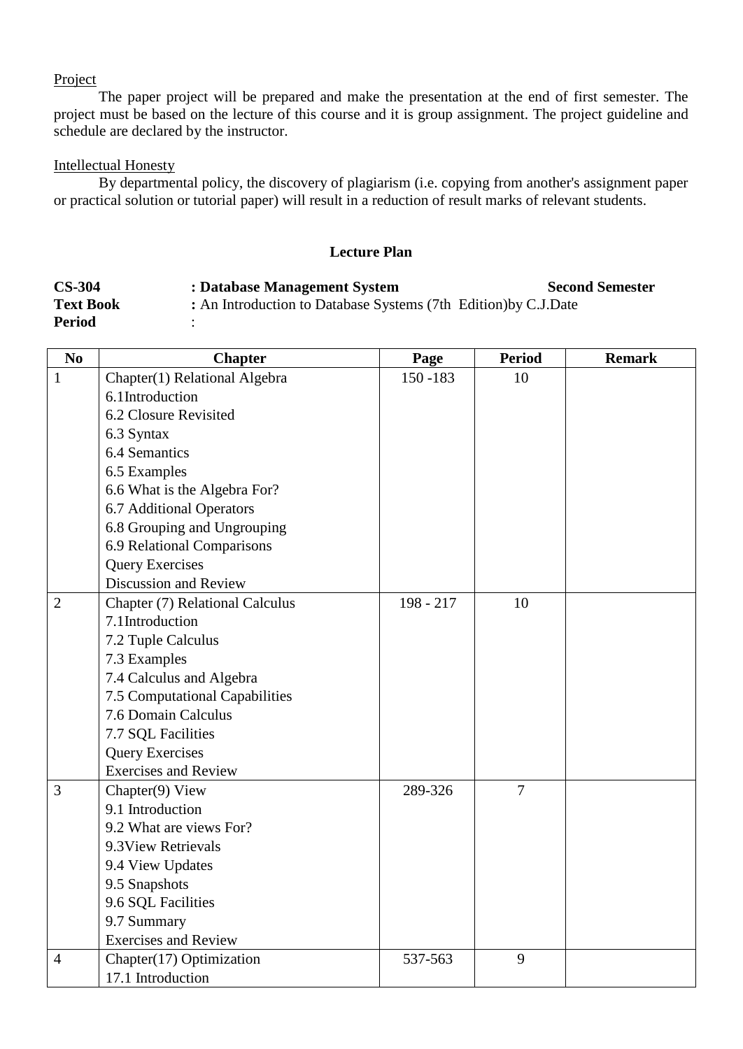Project

The paper project will be prepared and make the presentation at the end of first semester. The project must be based on the lecture of this course and it is group assignment. The project guideline and schedule are declared by the instructor.

Intellectual Honesty

By departmental policy, the discovery of plagiarism (i.e. copying from another's assignment paper or practical solution or tutorial paper) will result in a reduction of result marks of relevant students.

## Lecture Plan

**CS-304** **: Database Management System** **Second Semester**
**Text Book** **:** An Introduction to Database Systems (7th Edition)by C.J.Date
**Period** :

| No | Chapter | Page | Period | Remark |
|---|---|---|---|---|
| 1 | Chapter(1) Relational Algebra<br>6.1Introduction<br>6.2 Closure Revisited<br>6.3 Syntax<br>6.4 Semantics<br>6.5 Examples<br>6.6 What is the Algebra For?<br>6.7 Additional Operators<br>6.8 Grouping and Ungrouping<br>6.9 Relational Comparisons<br>Query Exercises<br>Discussion and Review | 150 -183 | 10 | |
| 2 | Chapter (7) Relational Calculus<br>7.1Introduction<br>7.2 Tuple Calculus<br>7.3 Examples<br>7.4 Calculus and Algebra<br>7.5 Computational Capabilities<br>7.6 Domain Calculus<br>7.7 SQL Facilities<br>Query Exercises<br>Exercises and Review | 198 - 217 | 10 | |
| 3 | Chapter(9) View<br>9.1 Introduction<br>9.2 What are views For?<br>9.3View Retrievals<br>9.4 View Updates<br>9.5 Snapshots<br>9.6 SQL Facilities<br>9.7 Summary<br>Exercises and Review | 289-326 | 7 | |
| 4 | Chapter(17) Optimization<br>17.1 Introduction | 537-563 | 9 | |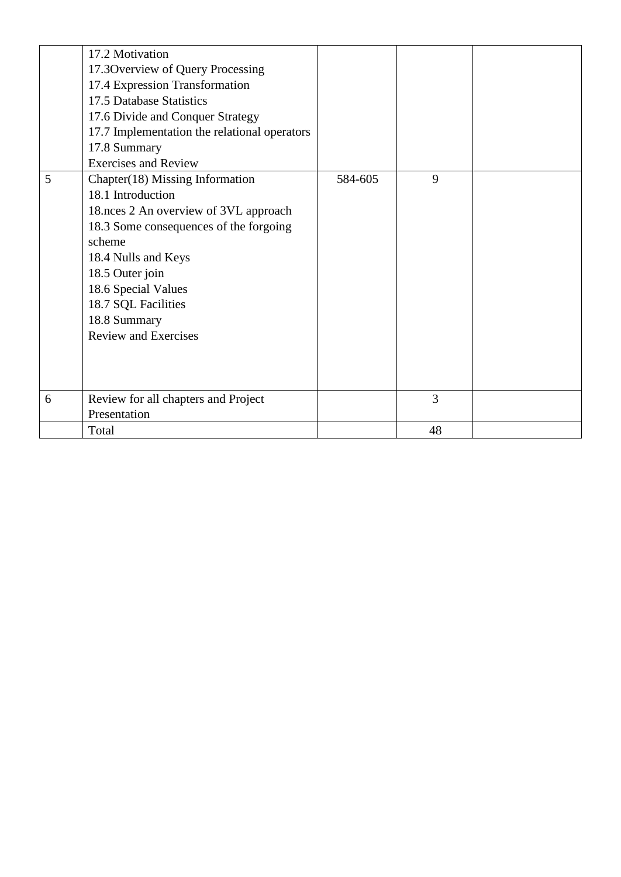| | | | | |
|---|---|---|---|---|
| | 17.2 Motivation<br>17.3Overview of Query Processing<br>17.4 Expression Transformation<br>17.5 Database Statistics<br>17.6 Divide and Conquer Strategy<br>17.7 Implementation the relational operators<br>17.8 Summary<br>Exercises and Review | | | |
| 5 | Chapter(18) Missing Information<br>18.1 Introduction<br>18.nces 2 An overview of 3VL approach<br>18.3 Some consequences of the forgoing scheme<br>18.4 Nulls and Keys<br>18.5 Outer join<br>18.6 Special Values<br>18.7 SQL Facilities<br>18.8 Summary<br>Review and Exercises | 584-605 | 9 | |
| 6 | Review for all chapters and Project Presentation | | 3 | |
| | Total | | 48 | |